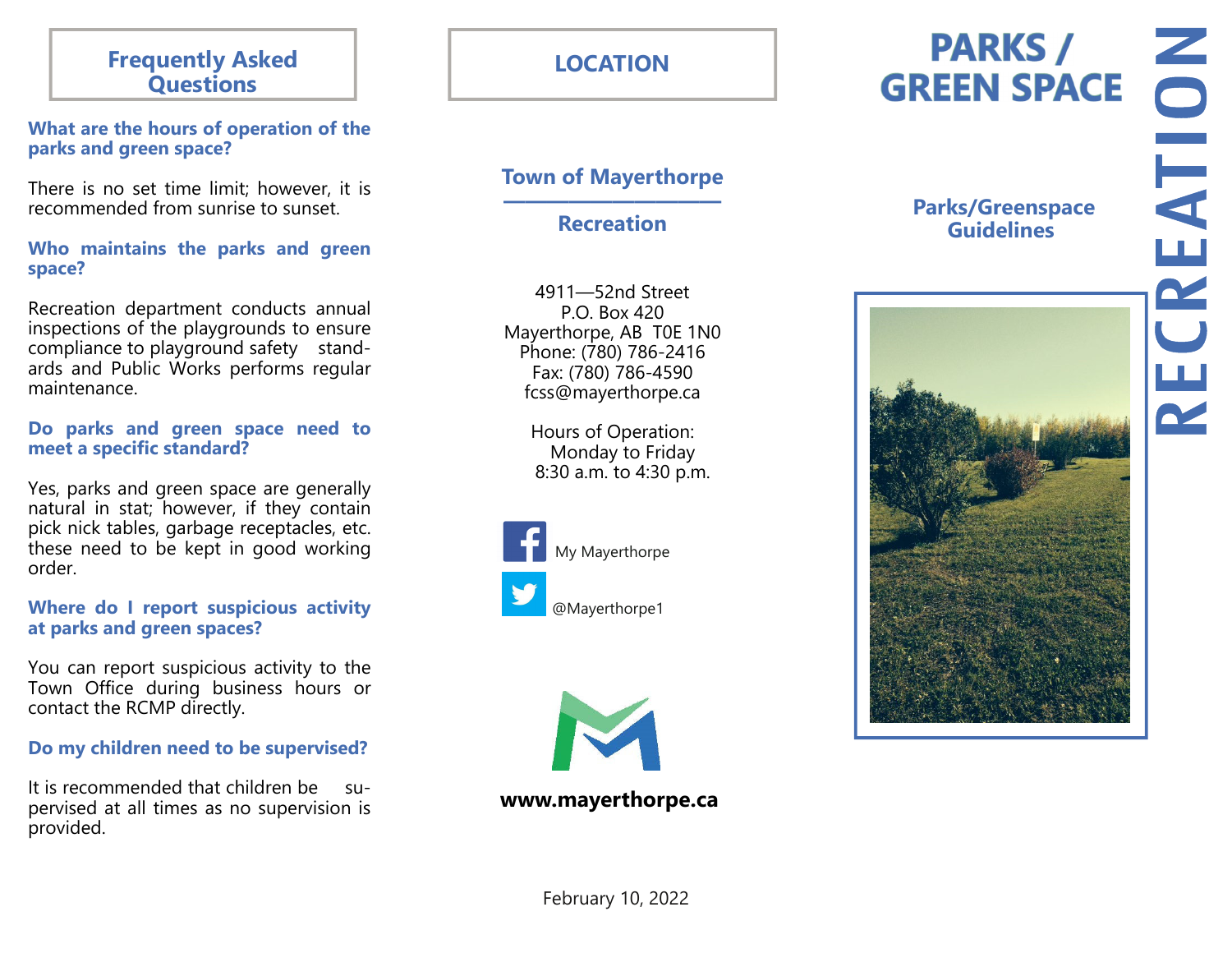## Frequently Asked Questions

**What are the hours of operation of the parks and green space?**

There is no set time limit; however, it is recommended from sunrise to sunset.

**Who maintains the parks and green space?**

Recreation department conducts annual inspections of the playgrounds to ensure compliance to playground safety standards and Public Works performs regular maintenance.

**Do parks and green space need to meet a specific standard?**

Yes, parks and green space are generally natural in stat; however, if they contain pick nick tables, garbage receptacles, etc. these need to be kept in good working order.

**Where do I report suspicious activity at parks and green spaces?**

You can report suspicious activity to the Town Office during business hours or contact the RCMP directly.

**Do my children need to be supervised?**

It is recommended that children be supervised at all times as no supervision is provided.

## LOCATION

**Town of Mayerthorpe**

**Recreation**

4911—52nd Street
P.O. Box 420
Mayerthorpe, AB T0E 1N0
Phone: (780) 786-2416
Fax: (780) 786-4590
fcss@mayerthorpe.ca

Hours of Operation:
Monday to Friday
8:30 a.m. to 4:30 p.m.

My Mayerthorpe

@Mayerthorpe1

**www.mayerthorpe.ca**

February 10, 2022

# RECREATION

# PARKS / GREEN SPACE

**Parks/Greenspace Guidelines**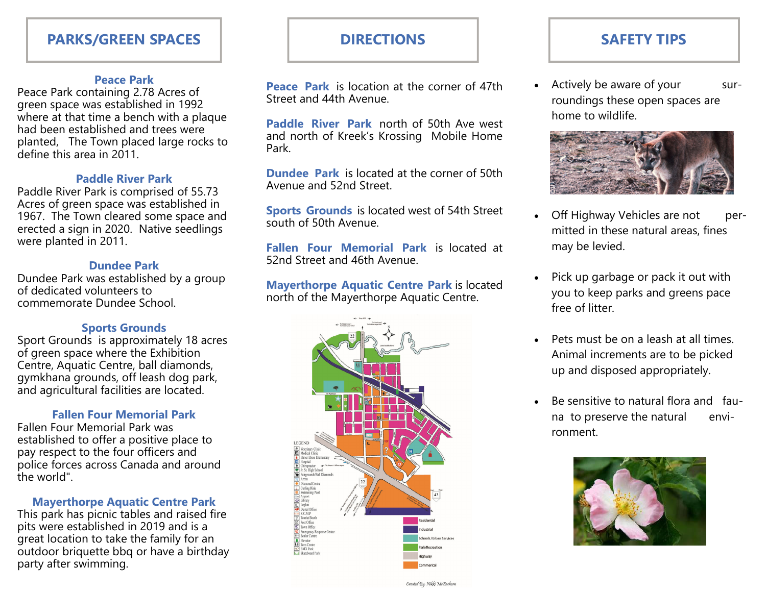## PARKS/GREEN SPACES

### Peace Park

Peace Park containing 2.78 Acres of green space was established in 1992 where at that time a bench with a plaque had been established and trees were planted, The Town placed large rocks to define this area in 2011.

### Paddle River Park

Paddle River Park is comprised of 55.73 Acres of green space was established in 1967. The Town cleared some space and erected a sign in 2020. Native seedlings were planted in 2011.

### Dundee Park

Dundee Park was established by a group of dedicated volunteers to commemorate Dundee School.

### Sports Grounds

Sport Grounds is approximately 18 acres of green space where the Exhibition Centre, Aquatic Centre, ball diamonds, gymkhana grounds, off leash dog park, and agricultural facilities are located.

### Fallen Four Memorial Park

Fallen Four Memorial Park was established to offer a positive place to pay respect to the four officers and police forces across Canada and around the world".

### Mayerthorpe Aquatic Centre Park

This park has picnic tables and raised fire pits were established in 2019 and is a great location to take the family for an outdoor briquette bbq or have a birthday party after swimming.

## DIRECTIONS

**Peace Park** is location at the corner of 47th Street and 44th Avenue.

**Paddle River Park** north of 50th Ave west and north of Kreek's Krossing Mobile Home Park.

**Dundee Park** is located at the corner of 50th Avenue and 52nd Street.

**Sports Grounds** is located west of 54th Street south of 50th Avenue.

**Fallen Four Memorial Park** is located at 52nd Street and 46th Avenue.

**Mayerthorpe Aquatic Centre Park** is located north of the Mayerthorpe Aquatic Centre.

LEGEND

Veterinary Clinic
Medical Centre
Elmer Elson Elementary
Hospital
Chiropractor
Jr. Sr. High School
Fairgrounds/Ball Diamonds
Arena
Diamond Centre
Curling Rink
Swimming Pool
Airport
Library
Legion
Dental Office
R.C.M.P.
Tourist Booth
Post Office
Town Office
Emergency Response Centre
Senior Centre
Elevator
Teen Centre
BMX Park
Skateboard Park

Residential
Industrial
Schools/Urban Services
Park/Recreation
Highway
Commercial

Created By: Nikki McEachern

## SAFETY TIPS

- Actively be aware of your surroundings these open spaces are home to wildlife.
- Off Highway Vehicles are not permitted in these natural areas, fines may be levied.
- Pick up garbage or pack it out with you to keep parks and greens pace free of litter.
- Pets must be on a leash at all times. Animal increments are to be picked up and disposed appropriately.
- Be sensitive to natural flora and fauna to preserve the natural environment.